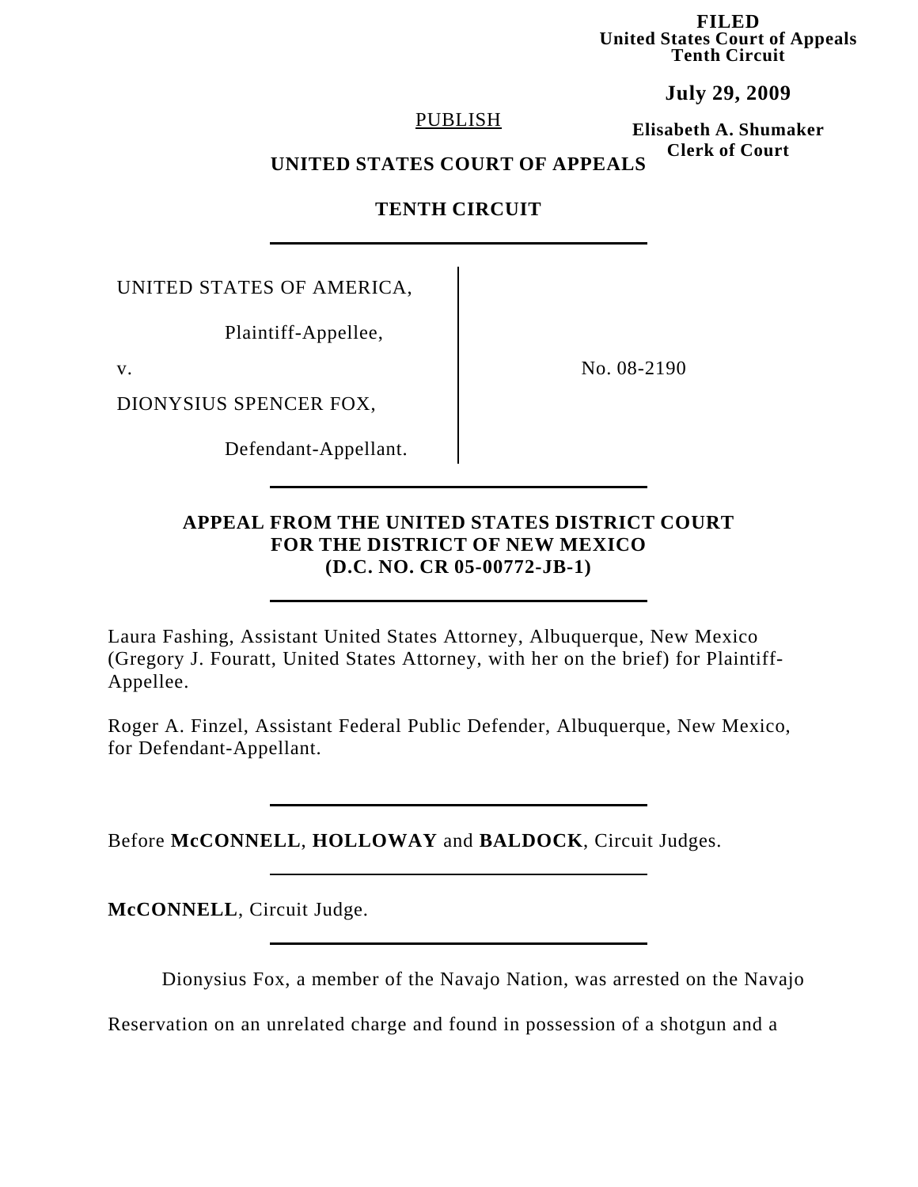**FILED**
**United States Court of Appeals**
**Tenth Circuit**

**July 29, 2009**

**Elisabeth A. Shumaker**
**Clerk of Court**

PUBLISH

**UNITED STATES COURT OF APPEALS**

**TENTH CIRCUIT**

| | |
|---|---|
| UNITED STATES OF AMERICA,<br><br>Plaintiff-Appellee,<br><br>v.<br><br>DIONYSIUS SPENCER FOX,<br><br>Defendant-Appellant. | No. 08-2190 |

**APPEAL FROM THE UNITED STATES DISTRICT COURT**
**FOR THE DISTRICT OF NEW MEXICO**
**(D.C. NO. CR 05-00772-JB-1)**

Laura Fashing, Assistant United States Attorney, Albuquerque, New Mexico (Gregory J. Fouratt, United States Attorney, with her on the brief) for Plaintiff-Appellee.

Roger A. Finzel, Assistant Federal Public Defender, Albuquerque, New Mexico, for Defendant-Appellant.

Before **McCONNELL**, **HOLLOWAY** and **BALDOCK**, Circuit Judges.

**McCONNELL**, Circuit Judge.

Dionysius Fox, a member of the Navajo Nation, was arrested on the Navajo Reservation on an unrelated charge and found in possession of a shotgun and a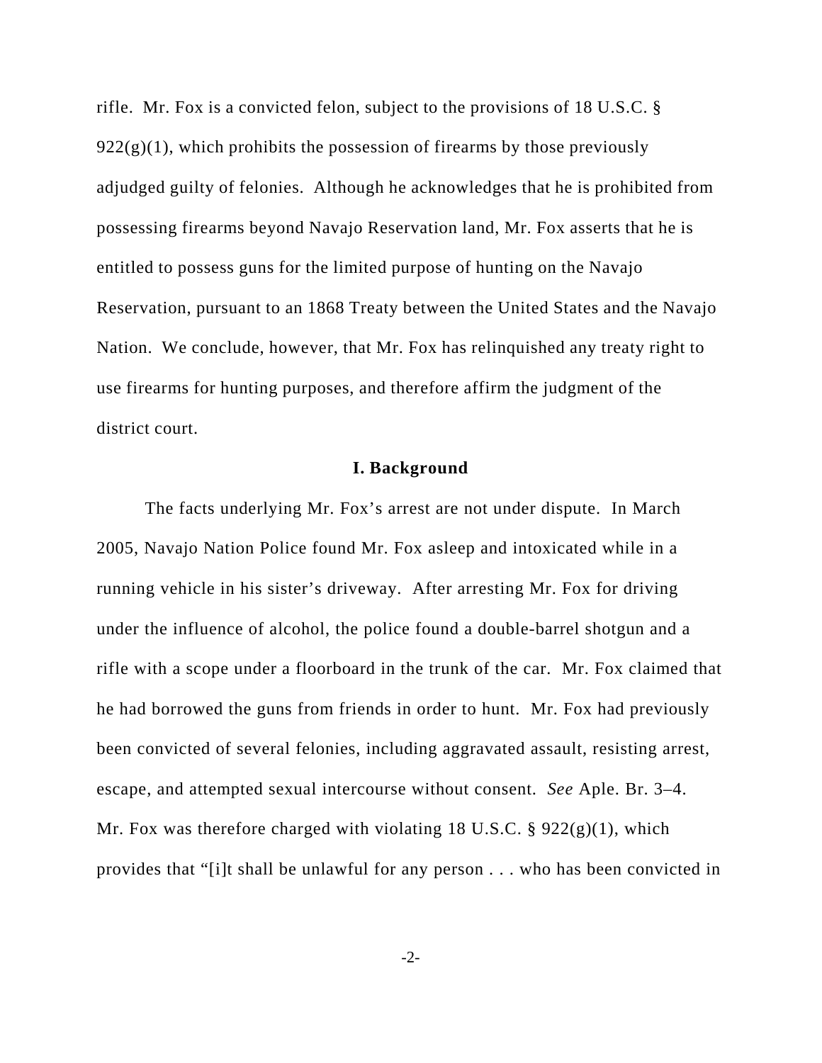rifle. Mr. Fox is a convicted felon, subject to the provisions of 18 U.S.C. § 922(g)(1), which prohibits the possession of firearms by those previously adjudged guilty of felonies. Although he acknowledges that he is prohibited from possessing firearms beyond Navajo Reservation land, Mr. Fox asserts that he is entitled to possess guns for the limited purpose of hunting on the Navajo Reservation, pursuant to an 1868 Treaty between the United States and the Navajo Nation. We conclude, however, that Mr. Fox has relinquished any treaty right to use firearms for hunting purposes, and therefore affirm the judgment of the district court.

## I. Background

The facts underlying Mr. Fox's arrest are not under dispute. In March 2005, Navajo Nation Police found Mr. Fox asleep and intoxicated while in a running vehicle in his sister's driveway. After arresting Mr. Fox for driving under the influence of alcohol, the police found a double-barrel shotgun and a rifle with a scope under a floorboard in the trunk of the car. Mr. Fox claimed that he had borrowed the guns from friends in order to hunt. Mr. Fox had previously been convicted of several felonies, including aggravated assault, resisting arrest, escape, and attempted sexual intercourse without consent. *See* Aple. Br. 3–4. Mr. Fox was therefore charged with violating 18 U.S.C. § 922(g)(1), which provides that "[i]t shall be unlawful for any person . . . who has been convicted in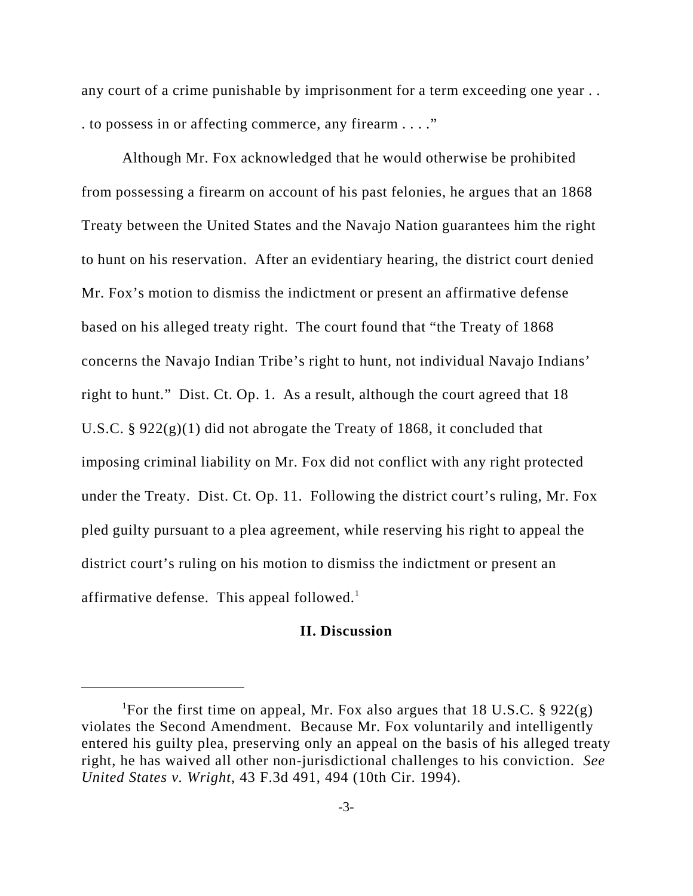any court of a crime punishable by imprisonment for a term exceeding one year . . . to possess in or affecting commerce, any firearm . . . ."

Although Mr. Fox acknowledged that he would otherwise be prohibited from possessing a firearm on account of his past felonies, he argues that an 1868 Treaty between the United States and the Navajo Nation guarantees him the right to hunt on his reservation. After an evidentiary hearing, the district court denied Mr. Fox's motion to dismiss the indictment or present an affirmative defense based on his alleged treaty right. The court found that "the Treaty of 1868 concerns the Navajo Indian Tribe's right to hunt, not individual Navajo Indians' right to hunt." Dist. Ct. Op. 1. As a result, although the court agreed that 18 U.S.C. § 922(g)(1) did not abrogate the Treaty of 1868, it concluded that imposing criminal liability on Mr. Fox did not conflict with any right protected under the Treaty. Dist. Ct. Op. 11. Following the district court's ruling, Mr. Fox pled guilty pursuant to a plea agreement, while reserving his right to appeal the district court's ruling on his motion to dismiss the indictment or present an affirmative defense. This appeal followed.[1]

## II. Discussion

[1]For the first time on appeal, Mr. Fox also argues that 18 U.S.C. § 922(g) violates the Second Amendment. Because Mr. Fox voluntarily and intelligently entered his guilty plea, preserving only an appeal on the basis of his alleged treaty right, he has waived all other non-jurisdictional challenges to his conviction. *See United States v. Wright*, 43 F.3d 491, 494 (10th Cir. 1994).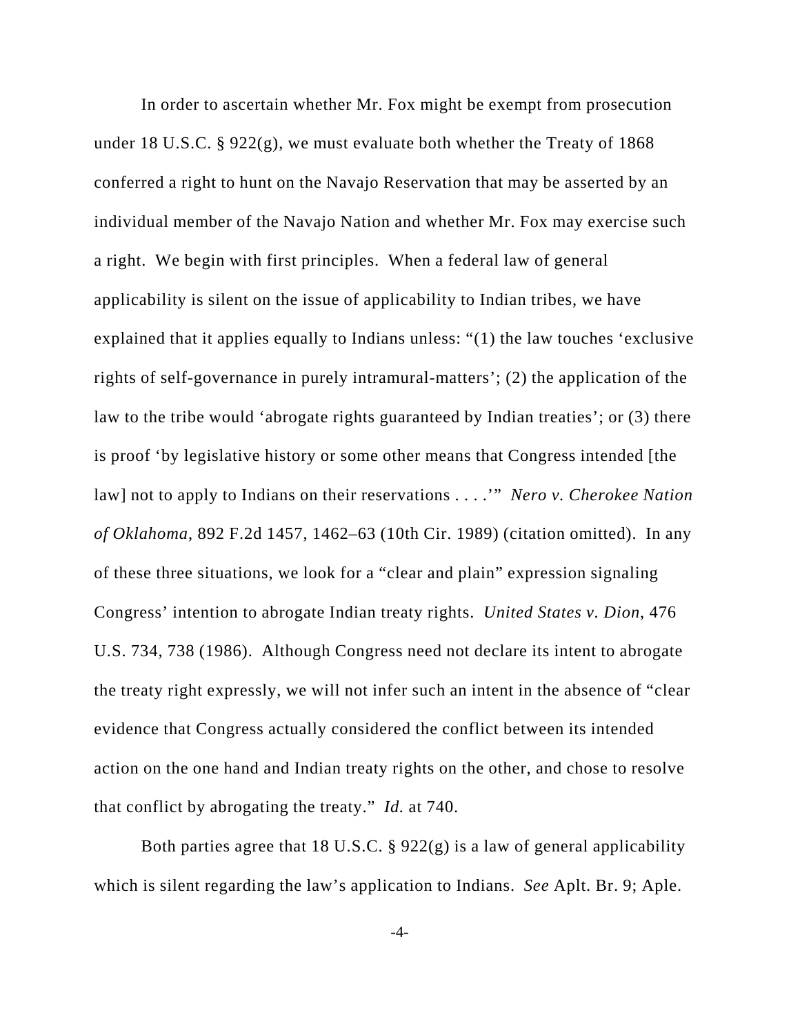In order to ascertain whether Mr. Fox might be exempt from prosecution under 18 U.S.C. § 922(g), we must evaluate both whether the Treaty of 1868 conferred a right to hunt on the Navajo Reservation that may be asserted by an individual member of the Navajo Nation and whether Mr. Fox may exercise such a right. We begin with first principles. When a federal law of general applicability is silent on the issue of applicability to Indian tribes, we have explained that it applies equally to Indians unless: "(1) the law touches 'exclusive rights of self-governance in purely intramural-matters'; (2) the application of the law to the tribe would 'abrogate rights guaranteed by Indian treaties'; or (3) there is proof 'by legislative history or some other means that Congress intended [the law] not to apply to Indians on their reservations . . . .'" *Nero v. Cherokee Nation of Oklahoma*, 892 F.2d 1457, 1462–63 (10th Cir. 1989) (citation omitted). In any of these three situations, we look for a "clear and plain" expression signaling Congress' intention to abrogate Indian treaty rights. *United States v. Dion*, 476 U.S. 734, 738 (1986). Although Congress need not declare its intent to abrogate the treaty right expressly, we will not infer such an intent in the absence of "clear evidence that Congress actually considered the conflict between its intended action on the one hand and Indian treaty rights on the other, and chose to resolve that conflict by abrogating the treaty." *Id.* at 740.

Both parties agree that 18 U.S.C. § 922(g) is a law of general applicability which is silent regarding the law's application to Indians. *See* Aplt. Br. 9; Aple.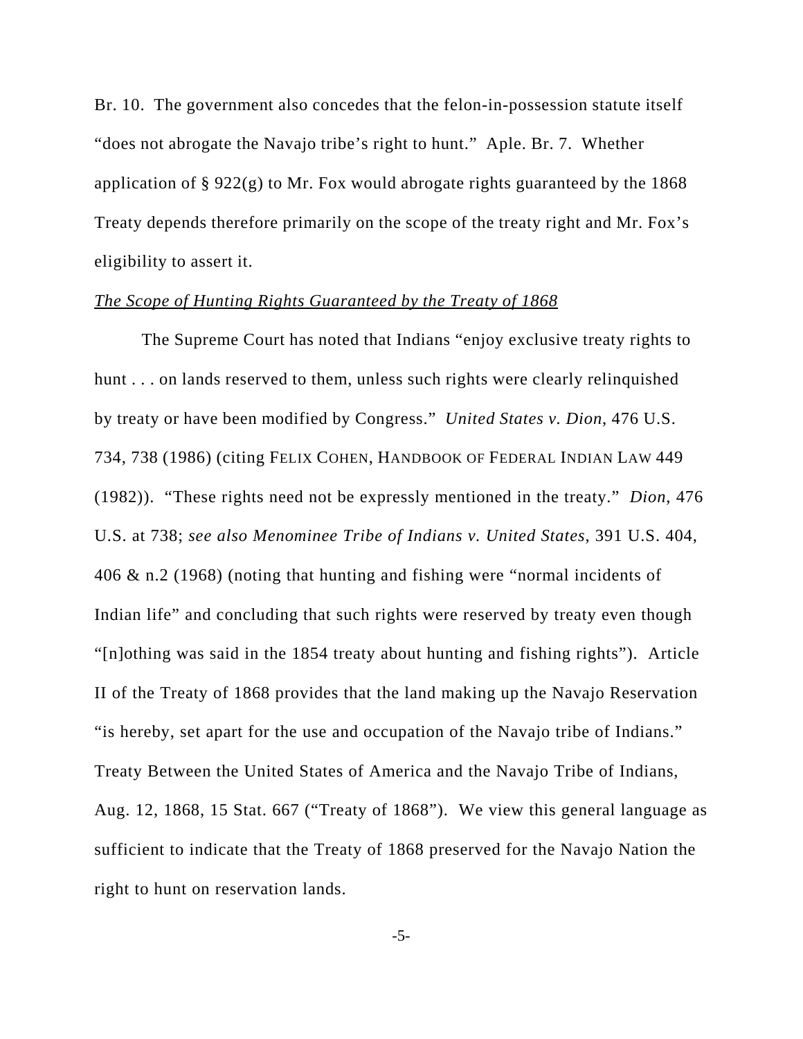Br. 10. The government also concedes that the felon-in-possession statute itself "does not abrogate the Navajo tribe's right to hunt." Aple. Br. 7. Whether application of § 922(g) to Mr. Fox would abrogate rights guaranteed by the 1868 Treaty depends therefore primarily on the scope of the treaty right and Mr. Fox's eligibility to assert it.

*The Scope of Hunting Rights Guaranteed by the Treaty of 1868*

The Supreme Court has noted that Indians "enjoy exclusive treaty rights to hunt . . . on lands reserved to them, unless such rights were clearly relinquished by treaty or have been modified by Congress." *United States v. Dion*, 476 U.S. 734, 738 (1986) (citing FELIX COHEN, HANDBOOK OF FEDERAL INDIAN LAW 449 (1982)). "These rights need not be expressly mentioned in the treaty." *Dion*, 476 U.S. at 738; *see also Menominee Tribe of Indians v. United States*, 391 U.S. 404, 406 & n.2 (1968) (noting that hunting and fishing were "normal incidents of Indian life" and concluding that such rights were reserved by treaty even though "[n]othing was said in the 1854 treaty about hunting and fishing rights"). Article II of the Treaty of 1868 provides that the land making up the Navajo Reservation "is hereby, set apart for the use and occupation of the Navajo tribe of Indians." Treaty Between the United States of America and the Navajo Tribe of Indians, Aug. 12, 1868, 15 Stat. 667 ("Treaty of 1868"). We view this general language as sufficient to indicate that the Treaty of 1868 preserved for the Navajo Nation the right to hunt on reservation lands.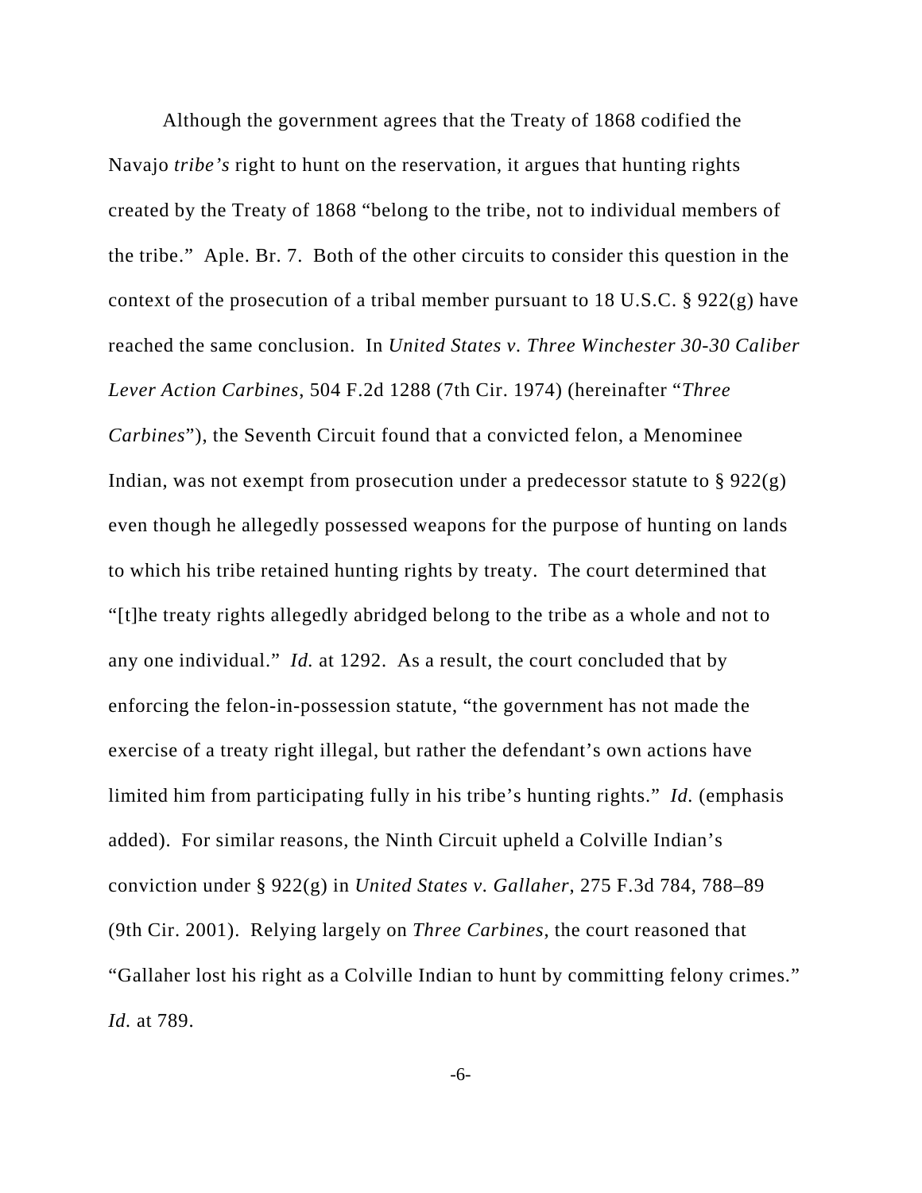Although the government agrees that the Treaty of 1868 codified the Navajo *tribe's* right to hunt on the reservation, it argues that hunting rights created by the Treaty of 1868 "belong to the tribe, not to individual members of the tribe." Aple. Br. 7. Both of the other circuits to consider this question in the context of the prosecution of a tribal member pursuant to 18 U.S.C. § 922(g) have reached the same conclusion. In *United States v. Three Winchester 30-30 Caliber Lever Action Carbines*, 504 F.2d 1288 (7th Cir. 1974) (hereinafter "*Three Carbines*"), the Seventh Circuit found that a convicted felon, a Menominee Indian, was not exempt from prosecution under a predecessor statute to § 922(g) even though he allegedly possessed weapons for the purpose of hunting on lands to which his tribe retained hunting rights by treaty. The court determined that "[t]he treaty rights allegedly abridged belong to the tribe as a whole and not to any one individual." *Id.* at 1292. As a result, the court concluded that by enforcing the felon-in-possession statute, "the government has not made the exercise of a treaty right illegal, but rather the defendant's own actions have limited him from participating fully in his tribe's hunting rights." *Id.* (emphasis added). For similar reasons, the Ninth Circuit upheld a Colville Indian's conviction under § 922(g) in *United States v. Gallaher*, 275 F.3d 784, 788–89 (9th Cir. 2001). Relying largely on *Three Carbines*, the court reasoned that "Gallaher lost his right as a Colville Indian to hunt by committing felony crimes." *Id.* at 789.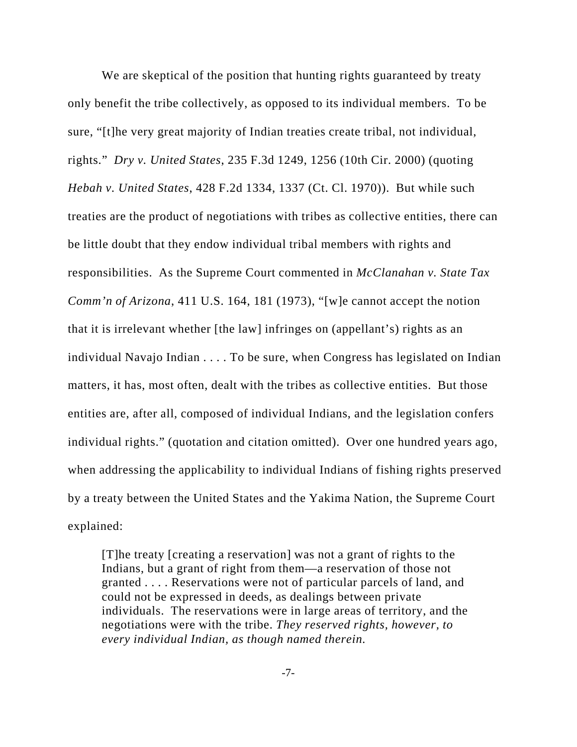We are skeptical of the position that hunting rights guaranteed by treaty only benefit the tribe collectively, as opposed to its individual members. To be sure, "[t]he very great majority of Indian treaties create tribal, not individual, rights." *Dry v. United States*, 235 F.3d 1249, 1256 (10th Cir. 2000) (quoting *Hebah v. United States*, 428 F.2d 1334, 1337 (Ct. Cl. 1970)). But while such treaties are the product of negotiations with tribes as collective entities, there can be little doubt that they endow individual tribal members with rights and responsibilities. As the Supreme Court commented in *McClanahan v. State Tax Comm'n of Arizona*, 411 U.S. 164, 181 (1973), "[w]e cannot accept the notion that it is irrelevant whether [the law] infringes on (appellant's) rights as an individual Navajo Indian . . . . To be sure, when Congress has legislated on Indian matters, it has, most often, dealt with the tribes as collective entities. But those entities are, after all, composed of individual Indians, and the legislation confers individual rights." (quotation and citation omitted). Over one hundred years ago, when addressing the applicability to individual Indians of fishing rights preserved by a treaty between the United States and the Yakima Nation, the Supreme Court explained:

> [T]he treaty [creating a reservation] was not a grant of rights to the Indians, but a grant of right from them—a reservation of those not granted . . . . Reservations were not of particular parcels of land, and could not be expressed in deeds, as dealings between private individuals. The reservations were in large areas of territory, and the negotiations were with the tribe. *They reserved rights, however, to every individual Indian, as though named therein.*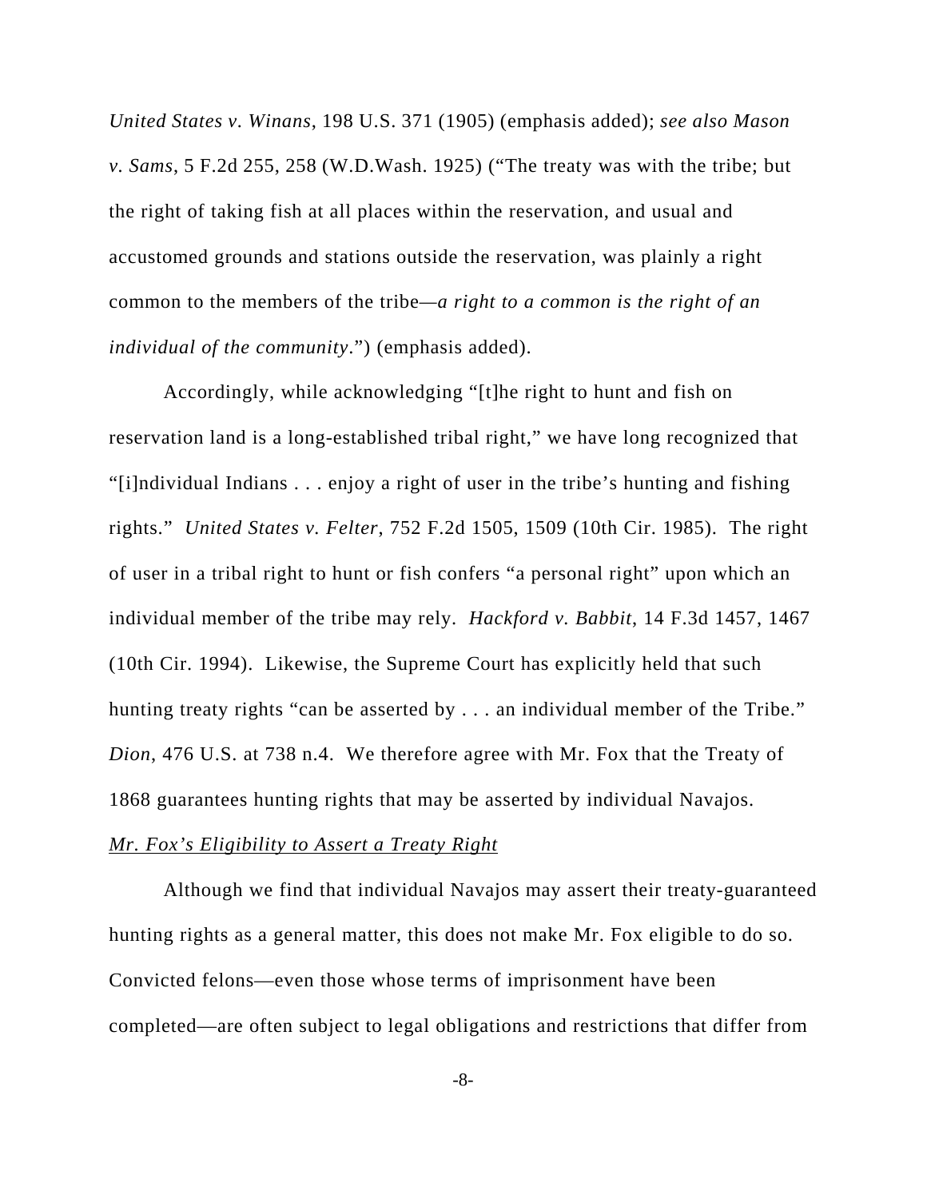*United States v. Winans*, 198 U.S. 371 (1905) (emphasis added); *see also Mason v. Sams*, 5 F.2d 255, 258 (W.D.Wash. 1925) ("The treaty was with the tribe; but the right of taking fish at all places within the reservation, and usual and accustomed grounds and stations outside the reservation, was plainly a right common to the members of the tribe—*a right to a common is the right of an individual of the community*.") (emphasis added).

Accordingly, while acknowledging "[t]he right to hunt and fish on reservation land is a long-established tribal right," we have long recognized that "[i]ndividual Indians . . . enjoy a right of user in the tribe's hunting and fishing rights." *United States v. Felter*, 752 F.2d 1505, 1509 (10th Cir. 1985). The right of user in a tribal right to hunt or fish confers "a personal right" upon which an individual member of the tribe may rely. *Hackford v. Babbit*, 14 F.3d 1457, 1467 (10th Cir. 1994). Likewise, the Supreme Court has explicitly held that such hunting treaty rights "can be asserted by . . . an individual member of the Tribe." *Dion*, 476 U.S. at 738 n.4. We therefore agree with Mr. Fox that the Treaty of 1868 guarantees hunting rights that may be asserted by individual Navajos.

*Mr. Fox's Eligibility to Assert a Treaty Right*

Although we find that individual Navajos may assert their treaty-guaranteed hunting rights as a general matter, this does not make Mr. Fox eligible to do so. Convicted felons—even those whose terms of imprisonment have been completed—are often subject to legal obligations and restrictions that differ from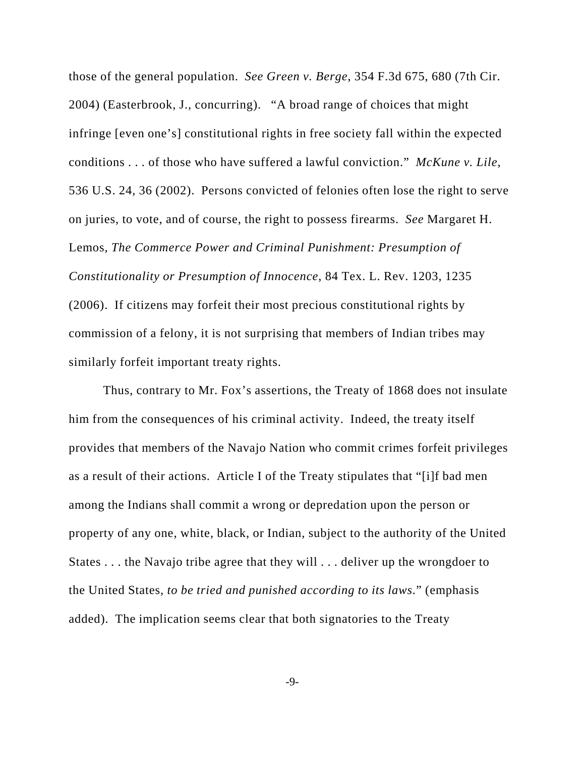those of the general population. *See Green v. Berge*, 354 F.3d 675, 680 (7th Cir. 2004) (Easterbrook, J., concurring). "A broad range of choices that might infringe [even one's] constitutional rights in free society fall within the expected conditions . . . of those who have suffered a lawful conviction." *McKune v. Lile*, 536 U.S. 24, 36 (2002). Persons convicted of felonies often lose the right to serve on juries, to vote, and of course, the right to possess firearms. *See* Margaret H. Lemos, *The Commerce Power and Criminal Punishment: Presumption of Constitutionality or Presumption of Innocence*, 84 Tex. L. Rev. 1203, 1235 (2006). If citizens may forfeit their most precious constitutional rights by commission of a felony, it is not surprising that members of Indian tribes may similarly forfeit important treaty rights.

Thus, contrary to Mr. Fox's assertions, the Treaty of 1868 does not insulate him from the consequences of his criminal activity. Indeed, the treaty itself provides that members of the Navajo Nation who commit crimes forfeit privileges as a result of their actions. Article I of the Treaty stipulates that "[i]f bad men among the Indians shall commit a wrong or depredation upon the person or property of any one, white, black, or Indian, subject to the authority of the United States . . . the Navajo tribe agree that they will . . . deliver up the wrongdoer to the United States, *to be tried and punished according to its laws*." (emphasis added). The implication seems clear that both signatories to the Treaty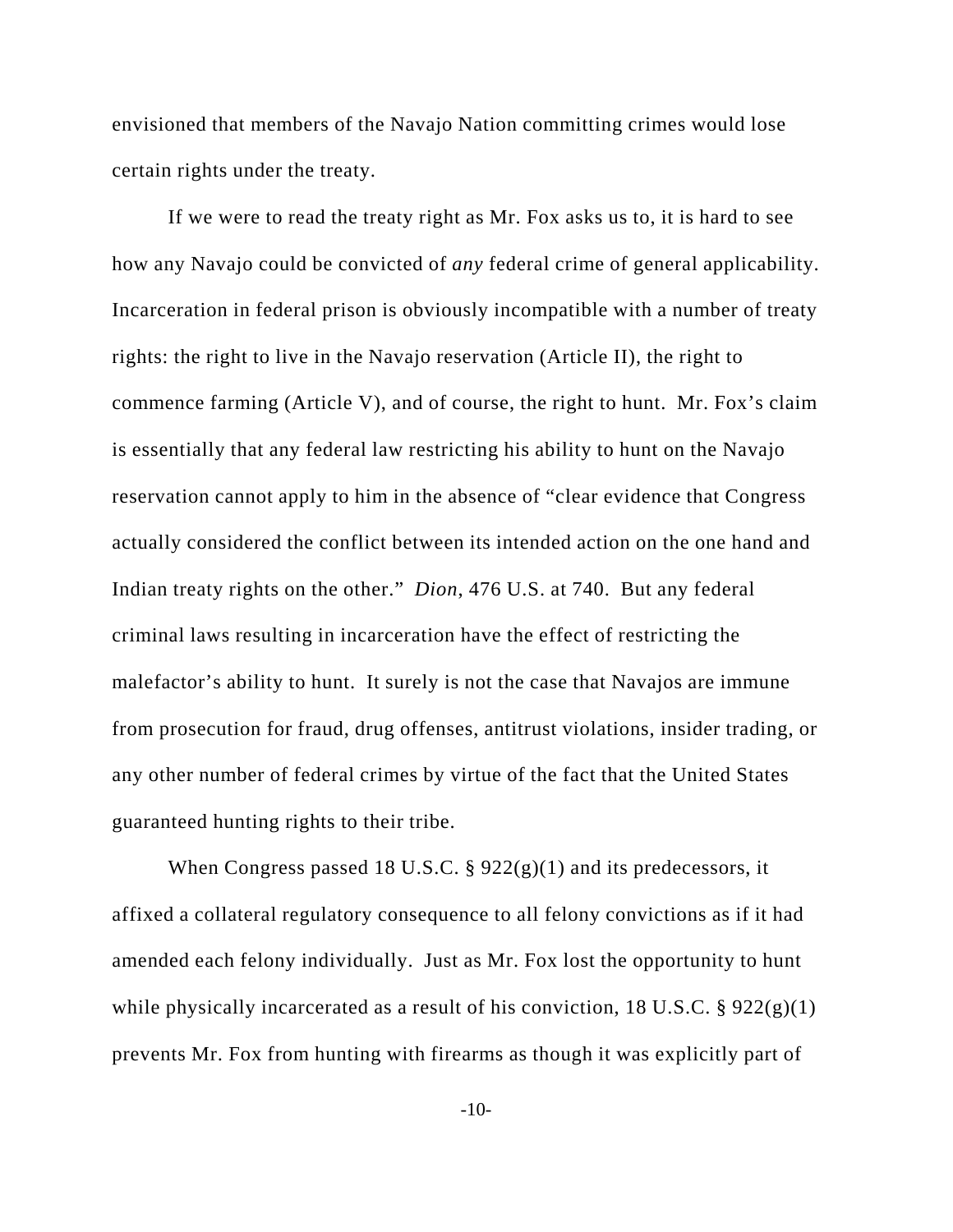envisioned that members of the Navajo Nation committing crimes would lose certain rights under the treaty.

If we were to read the treaty right as Mr. Fox asks us to, it is hard to see how any Navajo could be convicted of *any* federal crime of general applicability. Incarceration in federal prison is obviously incompatible with a number of treaty rights: the right to live in the Navajo reservation (Article II), the right to commence farming (Article V), and of course, the right to hunt. Mr. Fox's claim is essentially that any federal law restricting his ability to hunt on the Navajo reservation cannot apply to him in the absence of "clear evidence that Congress actually considered the conflict between its intended action on the one hand and Indian treaty rights on the other." *Dion*, 476 U.S. at 740. But any federal criminal laws resulting in incarceration have the effect of restricting the malefactor's ability to hunt. It surely is not the case that Navajos are immune from prosecution for fraud, drug offenses, antitrust violations, insider trading, or any other number of federal crimes by virtue of the fact that the United States guaranteed hunting rights to their tribe.

When Congress passed 18 U.S.C. § 922(g)(1) and its predecessors, it affixed a collateral regulatory consequence to all felony convictions as if it had amended each felony individually. Just as Mr. Fox lost the opportunity to hunt while physically incarcerated as a result of his conviction, 18 U.S.C. § 922(g)(1) prevents Mr. Fox from hunting with firearms as though it was explicitly part of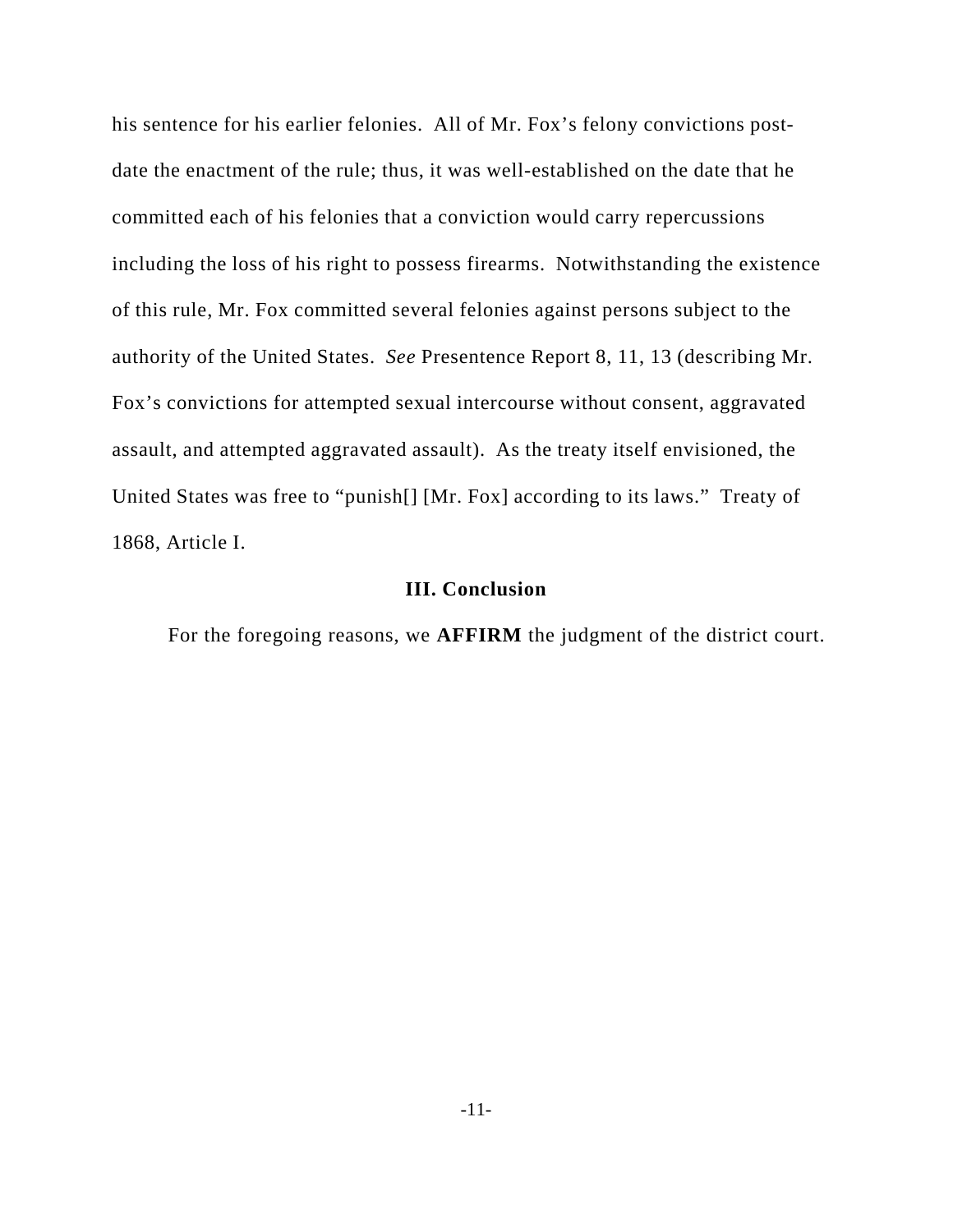his sentence for his earlier felonies. All of Mr. Fox's felony convictions post-date the enactment of the rule; thus, it was well-established on the date that he committed each of his felonies that a conviction would carry repercussions including the loss of his right to possess firearms. Notwithstanding the existence of this rule, Mr. Fox committed several felonies against persons subject to the authority of the United States. *See* Presentence Report 8, 11, 13 (describing Mr. Fox's convictions for attempted sexual intercourse without consent, aggravated assault, and attempted aggravated assault). As the treaty itself envisioned, the United States was free to "punish[] [Mr. Fox] according to its laws." Treaty of 1868, Article I.

### III. Conclusion

For the foregoing reasons, we **AFFIRM** the judgment of the district court.